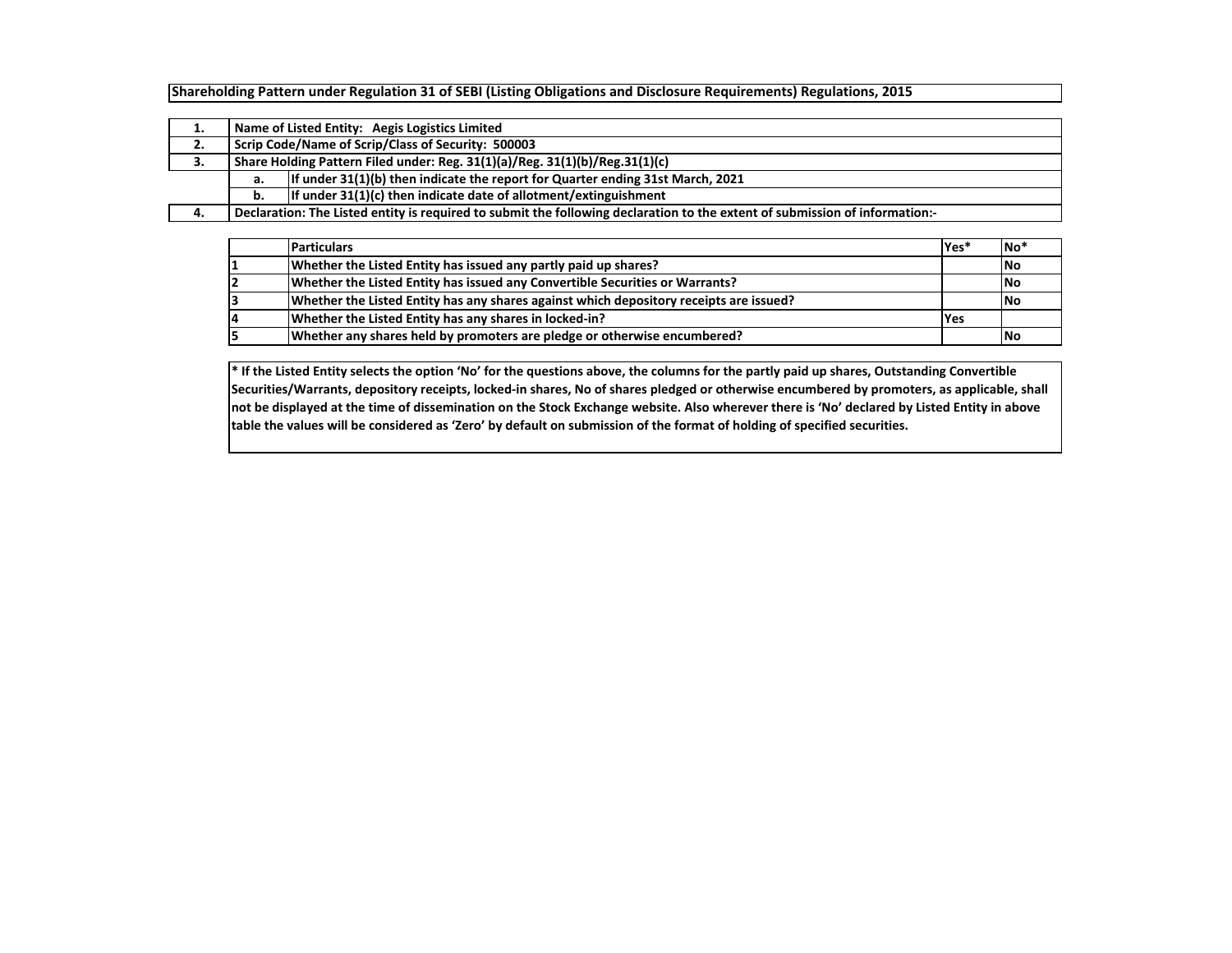**Shareholding Pattern under Regulation 31 of SEBI (Listing Obligations and Disclosure Requirements) Regulations, 2015**

| | | |
|---|---|---|
| 1. | Name of Listed Entity: Aegis Logistics Limited | |
| 2. | Scrip Code/Name of Scrip/Class of Security: 500003 | |
| 3. | Share Holding Pattern Filed under: Reg. 31(1)(a)/Reg. 31(1)(b)/Reg.31(1)(c) | |
| | a. | If under 31(1)(b) then indicate the report for Quarter ending 31st March, 2021 |
| | b. | If under 31(1)(c) then indicate date of allotment/extinguishment |
| 4. | Declaration: The Listed entity is required to submit the following declaration to the extent of submission of information:- | |

| | Particulars | Yes* | No* |
|---|---|---|---|
| 1 | Whether the Listed Entity has issued any partly paid up shares? | | No |
| 2 | Whether the Listed Entity has issued any Convertible Securities or Warrants? | | No |
| 3 | Whether the Listed Entity has any shares against which depository receipts are issued? | | No |
| 4 | Whether the Listed Entity has any shares in locked-in? | Yes | |
| 5 | Whether any shares held by promoters are pledge or otherwise encumbered? | | No |

* If the Listed Entity selects the option 'No' for the questions above, the columns for the partly paid up shares, Outstanding Convertible Securities/Warrants, depository receipts, locked-in shares, No of shares pledged or otherwise encumbered by promoters, as applicable, shall not be displayed at the time of dissemination on the Stock Exchange website. Also wherever there is 'No' declared by Listed Entity in above table the values will be considered as 'Zero' by default on submission of the format of holding of specified securities.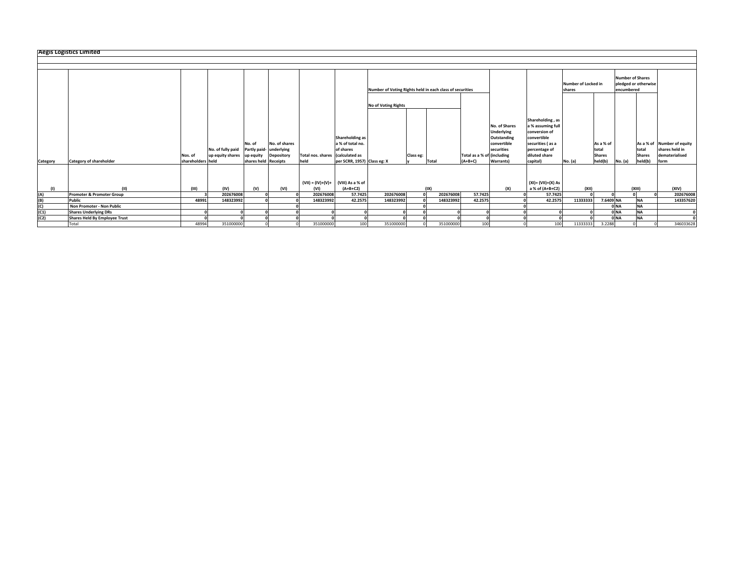## Aegis Logistics Limited

| Category | Category of shareholder | Nos. of shareholders | No. of fully paid up equity shares held | No. of Partly paid-up equity shares held | No. of shares underlying Depository Receipts | Total nos. shares held | Shareholding as a % of total no. of shares (calculated as per SCRR, 1957) | Number of Voting Rights held in each class of securities | | | | No. of Shares Underlying Outstanding convertible securities (including Warrants) | Shareholding , as a % assuming full conversion of convertible securities ( as a percentage of diluted share capital) | Number of Locked in shares | | Number of Shares pledged or otherwise encumbered | | Number of equity shares held in dematerialised form |
|---|---|---|---|---|---|---|---|---|---|---|---|---|---|---|---|---|---|---|
| | | | | | | | | No of Voting Rights | | | | | | | | | | |
| | | | | | | | | Class eg: X | Class eg: y | Total | Total as a % of (A+B+C) | | | No. (a) | As a % of total Shares held(b) | No. (a) | As a % of total Shares held(b) | |
| (I) | (II) | (III) | (IV) | (V) | (VI) | (VII) = (IV)+(V)+ (VI) | (VIII) As a % of (A+B+C2) | (IX) | | | | (X) | (XI)= (VII)+(X) As a % of (A+B+C2) | (XII) | | (XIII) | | (XIV) |
| (A) | Promoter & Promoter Group | 3 | 202676008 | 0 | 0 | 202676008 | 57.7425 | 202676008 | 0 | 202676008 | 57.7425 | 0 | 57.7425 | 0 | 0 | 0 | 0 | 202676008 |
| (B) | Public | 48991 | 148323992 | 0 | 0 | 148323992 | 42.2575 | 148323992 | 0 | 148323992 | 42.2575 | 0 | 42.2575 | 11333333 | 7.6409 | NA | NA | 143357620 |
| (C) | Non Promoter - Non Public | | | | 0 | | | | 0 | | | 0 | | | 0 | NA | NA | |
| (C1) | Shares Underlying DRs | 0 | 0 | 0 | 0 | 0 | 0 | 0 | 0 | 0 | 0 | 0 | 0 | 0 | 0 | NA | NA | 0 |
| (C2) | Shares Held By Employee Trust | 0 | 0 | 0 | 0 | 0 | 0 | 0 | 0 | 0 | 0 | 0 | 0 | 0 | 0 | NA | NA | 0 |
| | Total | 48994 | 351000000 | 0 | 0 | 351000000 | 100 | 351000000 | 0 | 351000000 | 100 | 0 | 100 | 11333333 | 3.2288 | 0 | 0 | 346033628 |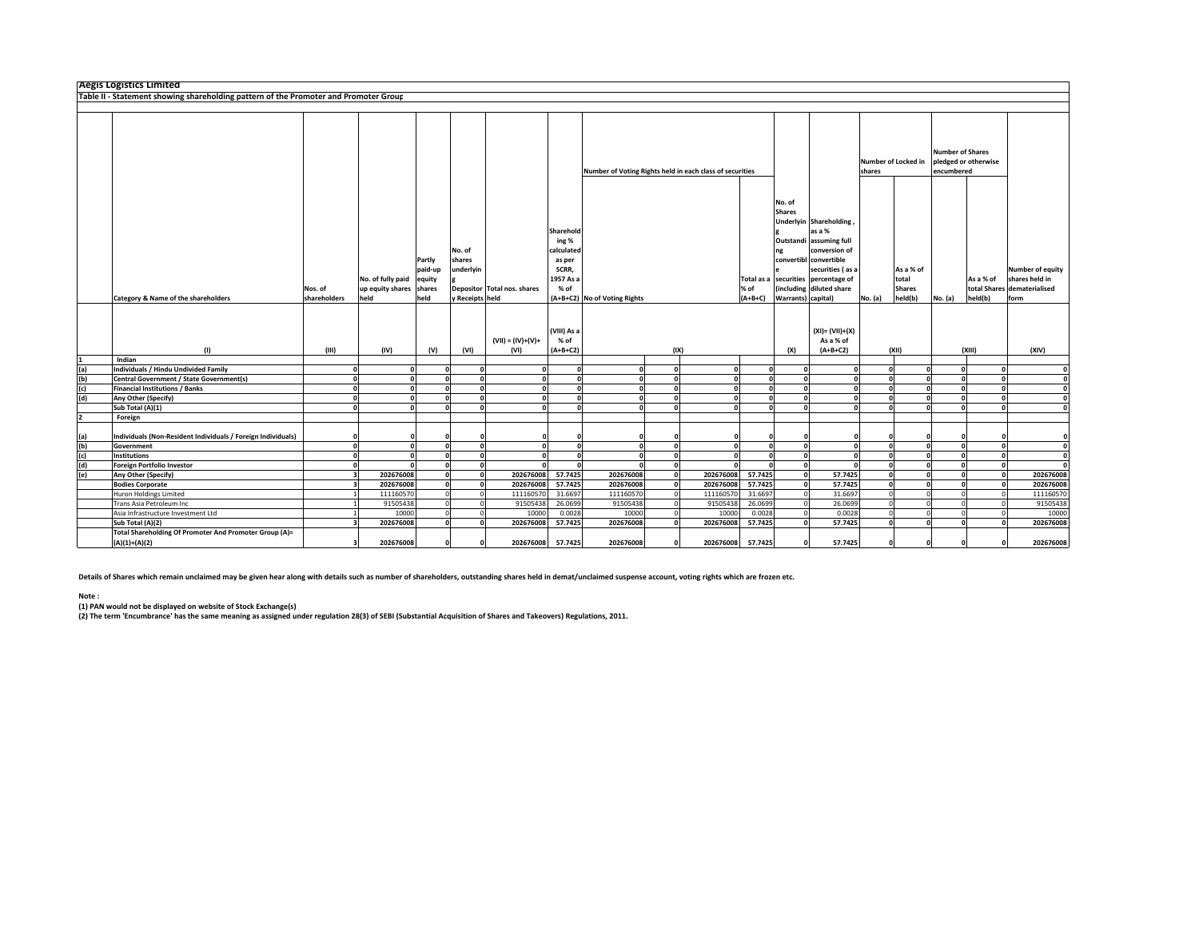# Aegis Logistics Limited

## Table II - Statement showing shareholding pattern of the Promoter and Promoter Group

| | Category & Name of the shareholders | Nos. of shareholders | No. of fully paid up equity shares held | Partly paid-up equity shares held | No. of shares underlying Depository Receipts | Total nos. shares held | Shareholding % calculated as per SCRR, 1957 As a % of (A+B+C2) | Number of Voting Rights held in each class of securities | | | | No. of Shares Underlying Outstanding convertible securities (including Warrants) | Shareholding , as a % assuming full conversion of convertible securities ( as a percentage of diluted share capital) | Number of Locked in shares | | Number of Shares pledged or otherwise encumbered | | Number of equity shares held in dematerialised form |
|---|---|---|---|---|---|---|---|---|---|---|---|---|---|---|---|---|---|---|
| | | | | | | | | No of Voting Rights | | | Total as a % of (A+B+C) | | | No. (a) | As a % of total Shares held(b) | No. (a) | As a % of total Shares held(b) | |
| | (I) | (III) | (IV) | (V) | (VI) | (VII) = (IV)+(V)+ (VI) | (VIII) As a % of (A+B+C2) | (IX) | | | | (X) | (XI)= (VII)+(X) As a % of (A+B+C2) | (XII) | | (XIII) | | (XIV) |
| 1 | Indian | | | | | | | | | | | | | | | | | |
| (a) | Individuals / Hindu Undivided Family | 0 | 0 | 0 | 0 | 0 | 0 | 0 | 0 | 0 | 0 | 0 | 0 | 0 | 0 | 0 | 0 | 0 |
| (b) | Central Government / State Government(s) | 0 | 0 | 0 | 0 | 0 | 0 | 0 | 0 | 0 | 0 | 0 | 0 | 0 | 0 | 0 | 0 | 0 |
| (c) | Financial Institutions / Banks | 0 | 0 | 0 | 0 | 0 | 0 | 0 | 0 | 0 | 0 | 0 | 0 | 0 | 0 | 0 | 0 | 0 |
| (d) | Any Other (Specify) | 0 | 0 | 0 | 0 | 0 | 0 | 0 | 0 | 0 | 0 | 0 | 0 | 0 | 0 | 0 | 0 | 0 |
| | Sub Total (A)(1) | 0 | 0 | 0 | 0 | 0 | 0 | 0 | 0 | 0 | 0 | 0 | 0 | 0 | 0 | 0 | 0 | 0 |
| 2 | Foreign | | | | | | | | | | | | | | | | | |
| (a) | Individuals (Non-Resident Individuals / Foreign Individuals) | 0 | 0 | 0 | 0 | 0 | 0 | 0 | 0 | 0 | 0 | 0 | 0 | 0 | 0 | 0 | 0 | 0 |
| (b) | Government | 0 | 0 | 0 | 0 | 0 | 0 | 0 | 0 | 0 | 0 | 0 | 0 | 0 | 0 | 0 | 0 | 0 |
| (c) | Institutions | 0 | 0 | 0 | 0 | 0 | 0 | 0 | 0 | 0 | 0 | 0 | 0 | 0 | 0 | 0 | 0 | 0 |
| (d) | Foreign Portfolio Investor | 0 | 0 | 0 | 0 | 0 | 0 | 0 | 0 | 0 | 0 | 0 | 0 | 0 | 0 | 0 | 0 | 0 |
| (e) | Any Other (Specify) | 3 | 202676008 | 0 | 0 | 202676008 | 57.7425 | 202676008 | 0 | 202676008 | 57.7425 | 0 | 57.7425 | 0 | 0 | 0 | 0 | 202676008 |
| | Bodies Corporate | 3 | 202676008 | 0 | 0 | 202676008 | 57.7425 | 202676008 | 0 | 202676008 | 57.7425 | 0 | 57.7425 | 0 | 0 | 0 | 0 | 202676008 |
| | Huron Holdings Limited | 1 | 111160570 | 0 | 0 | 111160570 | 31.6697 | 111160570 | 0 | 111160570 | 31.6697 | 0 | 31.6697 | 0 | 0 | 0 | 0 | 111160570 |
| | Trans Asia Petroleum Inc | 1 | 91505438 | 0 | 0 | 91505438 | 26.0699 | 91505438 | 0 | 91505438 | 26.0699 | 0 | 26.0699 | 0 | 0 | 0 | 0 | 91505438 |
| | Asia Infrastructure Investment Ltd | 1 | 10000 | 0 | 0 | 10000 | 0.0028 | 10000 | 0 | 10000 | 0.0028 | 0 | 0.0028 | 0 | 0 | 0 | 0 | 10000 |
| | Sub Total (A)(2) | 3 | 202676008 | 0 | 0 | 202676008 | 57.7425 | 202676008 | 0 | 202676008 | 57.7425 | 0 | 57.7425 | 0 | 0 | 0 | 0 | 202676008 |
| | Total Shareholding Of Promoter And Promoter Group (A)= (A)(1)+(A)(2) | 3 | 202676008 | 0 | 0 | 202676008 | 57.7425 | 202676008 | 0 | 202676008 | 57.7425 | 0 | 57.7425 | 0 | 0 | 0 | 0 | 202676008 |

**Details of Shares which remain unclaimed may be given hear along with details such as number of shareholders, outstanding shares held in demat/unclaimed suspense account, voting rights which are frozen etc.**

**Note :**

**(1) PAN would not be displayed on website of Stock Exchange(s)**

**(2) The term 'Encumbrance' has the same meaning as assigned under regulation 28(3) of SEBI (Substantial Acquisition of Shares and Takeovers) Regulations, 2011.**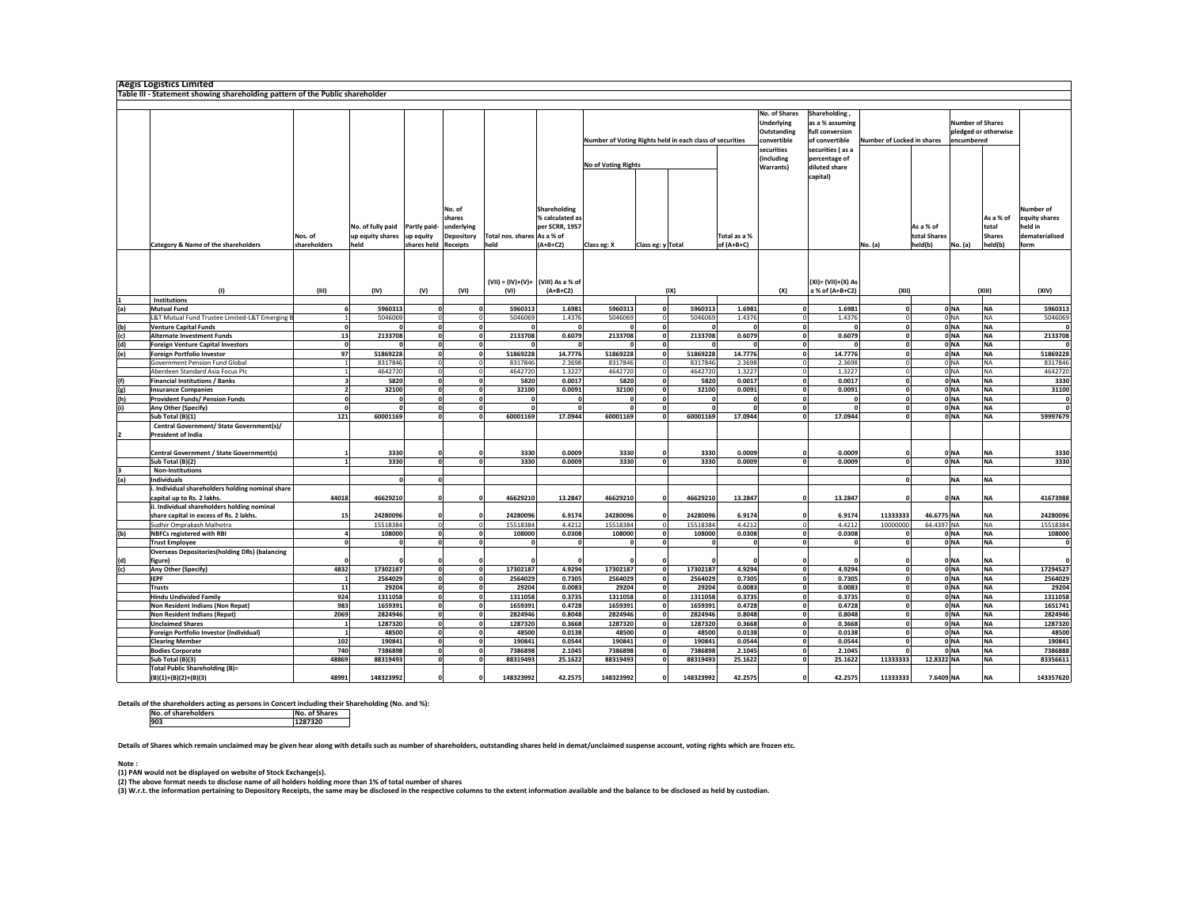**Aegis Logistics Limited**

**Table III - Statement showing shareholding pattern of the Public shareholder**

| | Category & Name of the shareholders | Nos. of shareholders | No. of fully paid up equity shares held | Partly paid-up equity shares held | No. of shares underlying Depository Receipts | Total nos. shares held | Shareholding % calculated as per SCRR, 1957 As a % of (A+B+C2) | Number of Voting Rights held in each class of securities - No of Voting Rights - Class eg: X | Class eg: y | Total | Total as a % of (A+B+C) | No. of Shares Underlying Outstanding convertible securities (including Warrants) | Shareholding , as a % assuming full conversion of convertible securities ( as a percentage of diluted share capital) | Number of Locked in shares - No. (a) | As a % of total Shares held(b) | Number of Shares pledged or otherwise encumbered - No. (a) | As a % of total Shares held(b) | Number of equity shares held in dematerialised form |
|---|---|---|---|---|---|---|---|---|---|---|---|---|---|---|---|---|---|---|
| | (I) | (III) | (IV) | (V) | (VI) | (VII) = (IV)+(V)+ (VI) | (VIII) As a % of (A+B+C2) | (IX) | | | | (X) | (XI)= (VII)+(X) As a % of (A+B+C2) | (XII) | | (XIII) | | (XIV) |
| 1 | **Institutions** | | | | | | | | | | | | | | | | | |
| (a) | **Mutual Fund** | 6 | 5960313 | 0 | 0 | 5960313 | 1.6981 | 5960313 | 0 | 5960313 | 1.6981 | 0 | 1.6981 | 0 | 0 | NA | NA | 5960313 |
| | L&T Mutual Fund Trustee Limited-L&T Emerging B | 1 | 5046069 | 0 | 0 | 5046069 | 1.4376 | 5046069 | 0 | 5046069 | 1.4376 | 0 | 1.4376 | 0 | 0 | NA | NA | 5046069 |
| (b) | **Venture Capital Funds** | 0 | 0 | 0 | 0 | 0 | 0 | 0 | 0 | 0 | 0 | 0 | 0 | 0 | 0 | NA | NA | 0 |
| (c) | **Alternate Investment Funds** | 13 | 2133708 | 0 | 0 | 2133708 | 0.6079 | 2133708 | 0 | 2133708 | 0.6079 | 0 | 0.6079 | 0 | 0 | NA | NA | 2133708 |
| (d) | **Foreign Venture Capital Investors** | 0 | 0 | 0 | 0 | 0 | 0 | 0 | 0 | 0 | 0 | 0 | 0 | 0 | 0 | NA | NA | 0 |
| (e) | **Foreign Portfolio Investor** | 97 | 51869228 | 0 | 0 | 51869228 | 14.7776 | 51869228 | 0 | 51869228 | 14.7776 | 0 | 14.7776 | 0 | 0 | NA | NA | 51869228 |
| | Government Pension Fund Global | 1 | 8317846 | 0 | 0 | 8317846 | 2.3698 | 8317846 | 0 | 8317846 | 2.3698 | 0 | 2.3698 | 0 | 0 | NA | NA | 8317846 |
| | Aberdeen Standard Asia Focus Plc | 1 | 4642720 | 0 | 0 | 4642720 | 1.3227 | 4642720 | 0 | 4642720 | 1.3227 | 0 | 1.3227 | 0 | 0 | NA | NA | 4642720 |
| (f) | **Financial Institutions / Banks** | 3 | 5820 | 0 | 0 | 5820 | 0.0017 | 5820 | 0 | 5820 | 0.0017 | 0 | 0.0017 | 0 | 0 | NA | NA | 3330 |
| (g) | **Insurance Companies** | 2 | 32100 | 0 | 0 | 32100 | 0.0091 | 32100 | 0 | 32100 | 0.0091 | 0 | 0.0091 | 0 | 0 | NA | NA | 31100 |
| (h) | **Provident Funds/ Pension Funds** | 0 | 0 | 0 | 0 | 0 | 0 | 0 | 0 | 0 | 0 | 0 | 0 | 0 | 0 | NA | NA | 0 |
| (i) | **Any Other (Specify)** | 0 | 0 | 0 | 0 | 0 | 0 | 0 | 0 | 0 | 0 | 0 | 0 | 0 | 0 | NA | NA | 0 |
| | **Sub Total (B)(1)** | 121 | 60001169 | 0 | 0 | 60001169 | 17.0944 | 60001169 | 0 | 60001169 | 17.0944 | 0 | 17.0944 | 0 | 0 | NA | NA | 59997679 |
| 2 | **Central Government/ State Government(s)/ President of India** | | | | | | | | | | | | | | | | | |
| | **Central Government / State Government(s)** | 1 | 3330 | 0 | 0 | 3330 | 0.0009 | 3330 | 0 | 3330 | 0.0009 | 0 | 0.0009 | 0 | 0 | NA | NA | 3330 |
| | **Sub Total (B)(2)** | 1 | 3330 | 0 | 0 | 3330 | 0.0009 | 3330 | 0 | 3330 | 0.0009 | 0 | 0.0009 | 0 | 0 | NA | NA | 3330 |
| 3 | **Non-Institutions** | | | | | | | | | | | | | | | | | |
| (a) | **Individuals** | | 0 | 0 | | | | | | | | | | 0 | | NA | NA | |
| | **i. Individual shareholders holding nominal share capital up to Rs. 2 lakhs.** | 44018 | 46629210 | 0 | 0 | 46629210 | 13.2847 | 46629210 | 0 | 46629210 | 13.2847 | 0 | 13.2847 | 0 | 0 | NA | NA | 41673988 |
| | **ii. Individual shareholders holding nominal share capital in excess of Rs. 2 lakhs.** | 15 | 24280096 | 0 | 0 | 24280096 | 6.9174 | 24280096 | 0 | 24280096 | 6.9174 | 0 | 6.9174 | 11333333 | 46.6775 | NA | NA | 24280096 |
| | Sudhir Omprakash Malhotra | 1 | 15518384 | 0 | 0 | 15518384 | 4.4212 | 15518384 | 0 | 15518384 | 4.4212 | 0 | 4.4212 | 10000000 | 64.4397 | NA | NA | 15518384 |
| (b) | **NBFCs registered with RBI** | 4 | 108000 | 0 | 0 | 108000 | 0.0308 | 108000 | 0 | 108000 | 0.0308 | 0 | 0.0308 | 0 | 0 | NA | NA | 108000 |
| | **Trust Employee** | 0 | 0 | 0 | 0 | 0 | 0 | 0 | 0 | 0 | 0 | 0 | 0 | 0 | 0 | NA | NA | 0 |
| (d) | **Overseas Depositories(holding DRs) (balancing figure)** | 0 | 0 | 0 | 0 | 0 | 0 | 0 | 0 | 0 | 0 | 0 | 0 | 0 | 0 | NA | NA | 0 |
| (c) | **Any Other (Specify)** | 4832 | 17302187 | 0 | 0 | 17302187 | 4.9294 | 17302187 | 0 | 17302187 | 4.9294 | 0 | 4.9294 | 0 | 0 | NA | NA | 17294527 |
| | **IEPF** | 1 | 2564029 | 0 | 0 | 2564029 | 0.7305 | 2564029 | 0 | 2564029 | 0.7305 | 0 | 0.7305 | 0 | 0 | NA | NA | 2564029 |
| | **Trusts** | 11 | 29204 | 0 | 0 | 29204 | 0.0083 | 29204 | 0 | 29204 | 0.0083 | 0 | 0.0083 | 0 | 0 | NA | NA | 29204 |
| | **Hindu Undivided Family** | 924 | 1311058 | 0 | 0 | 1311058 | 0.3735 | 1311058 | 0 | 1311058 | 0.3735 | 0 | 0.3735 | 0 | 0 | NA | NA | 1311058 |
| | **Non Resident Indians (Non Repat)** | 983 | 1659391 | 0 | 0 | 1659391 | 0.4728 | 1659391 | 0 | 1659391 | 0.4728 | 0 | 0.4728 | 0 | 0 | NA | NA | 1651741 |
| | **Non Resident Indians (Repat)** | 2069 | 2824946 | 0 | 0 | 2824946 | 0.8048 | 2824946 | 0 | 2824946 | 0.8048 | 0 | 0.8048 | 0 | 0 | NA | NA | 2824946 |
| | **Unclaimed Shares** | 1 | 1287320 | 0 | 0 | 1287320 | 0.3668 | 1287320 | 0 | 1287320 | 0.3668 | 0 | 0.3668 | 0 | 0 | NA | NA | 1287320 |
| | **Foreign Portfolio Investor (Individual)** | 1 | 48500 | 0 | 0 | 48500 | 0.0138 | 48500 | 0 | 48500 | 0.0138 | 0 | 0.0138 | 0 | 0 | NA | NA | 48500 |
| | **Clearing Member** | 102 | 190841 | 0 | 0 | 190841 | 0.0544 | 190841 | 0 | 190841 | 0.0544 | 0 | 0.0544 | 0 | 0 | NA | NA | 190841 |
| | **Bodies Corporate** | 740 | 7386898 | 0 | 0 | 7386898 | 2.1045 | 7386898 | 0 | 7386898 | 2.1045 | 0 | 2.1045 | 0 | 0 | NA | NA | 7386888 |
| | **Sub Total (B)(3)** | 48869 | 88319493 | 0 | 0 | 88319493 | 25.1622 | 88319493 | 0 | 88319493 | 25.1622 | 0 | 25.1622 | 11333333 | 12.8322 | NA | NA | 83356611 |
| | **Total Public Shareholding (B)= (B)(1)+(B)(2)+(B)(3)** | 48991 | 148323992 | 0 | 0 | 148323992 | 42.2575 | 148323992 | 0 | 148323992 | 42.2575 | 0 | 42.2575 | 11333333 | 7.6409 | NA | NA | 143357620 |

**Details of the shareholders acting as persons in Concert including their Shareholding (No. and %):**

| No. of shareholders | No. of Shares |
|---|---|
| 903 | 1287320 |

**Details of Shares which remain unclaimed may be given hear along with details such as number of shareholders, outstanding shares held in demat/unclaimed suspense account, voting rights which are frozen etc.**

**Note :**
**(1) PAN would not be displayed on website of Stock Exchange(s).**
**(2) The above format needs to disclose name of all holders holding more than 1% of total number of shares**
**(3) W.r.t. the information pertaining to Depository Receipts, the same may be disclosed in the respective columns to the extent information available and the balance to be disclosed as held by custodian.**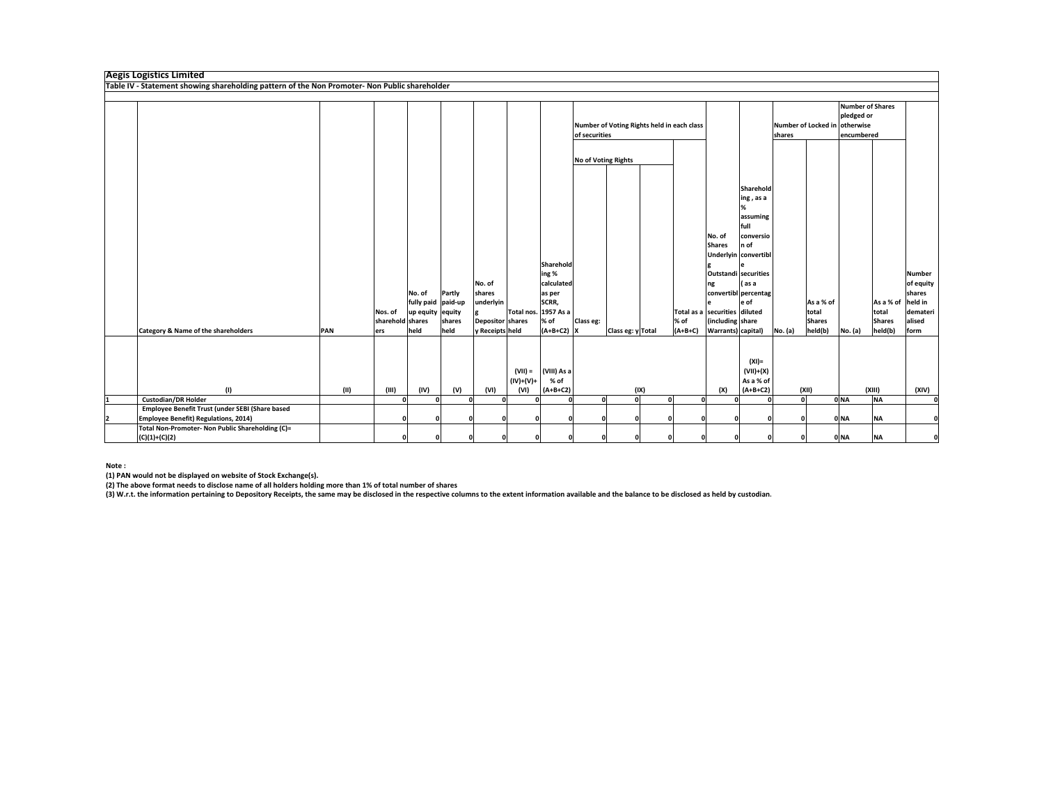**Aegis Logistics Limited**

**Table IV - Statement showing shareholding pattern of the Non Promoter- Non Public shareholder**

| | Category & Name of the shareholders | PAN | Nos. of shareholders | No. of fully paid up equity shares held | Partly paid-up equity shares held | No. of shares underlying Depository Receipts | Total nos. shares held | Shareholding % calculated as per SCRR, 1957 As a % of (A+B+C2) | Number of Voting Rights held in each class of securities – No of Voting Rights – Class eg: X | Class eg: y | Total | Total as a % of (A+B+C) | No. of Shares Underlying Outstanding convertible securities (including Warrants) | Shareholding , as a % assuming full conversion of convertible securities ( as a percentage of diluted share capital) | Number of Locked in shares – No. (a) | As a % of total Shares held(b) | Number of Shares pledged or otherwise encumbered – No. (a) | As a % of total Shares held(b) | Number of equity shares held in dematerialised form |
|---|---|---|---|---|---|---|---|---|---|---|---|---|---|---|---|---|---|---|---|
| | (I) | (II) | (III) | (IV) | (V) | (VI) | (VII) = (IV)+(V)+ (VI) | (VIII) As a % of (A+B+C2) | (IX) | | | | (X) | (XI)= (VII)+(X) As a % of (A+B+C2) | (XII) | | (XIII) | | (XIV) |
| 1 | Custodian/DR Holder | | 0 | 0 | 0 | 0 | 0 | 0 | 0 | 0 | 0 | 0 | 0 | 0 | 0 | 0 | NA | NA | 0 |
| 2 | Employee Benefit Trust (under SEBI (Share based Employee Benefit) Regulations, 2014) | | 0 | 0 | 0 | 0 | 0 | 0 | 0 | 0 | 0 | 0 | 0 | 0 | 0 | 0 | NA | NA | 0 |
| | Total Non-Promoter- Non Public Shareholding (C)= (C)(1)+(C)(2) | | 0 | 0 | 0 | 0 | 0 | 0 | 0 | 0 | 0 | 0 | 0 | 0 | 0 | 0 | NA | NA | 0 |

**Note :**

**(1) PAN would not be displayed on website of Stock Exchange(s).**

**(2) The above format needs to disclose name of all holders holding more than 1% of total number of shares**

**(3) W.r.t. the information pertaining to Depository Receipts, the same may be disclosed in the respective columns to the extent information available and the balance to be disclosed as held by custodian.**